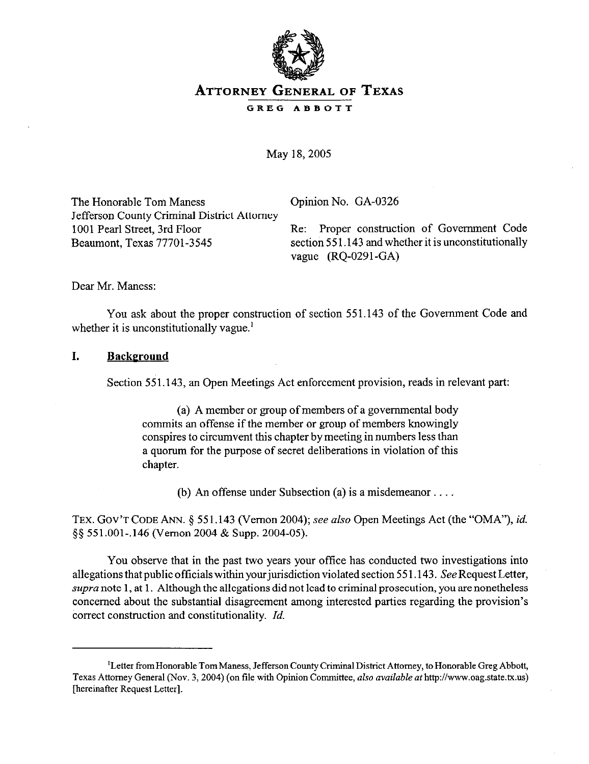# ATTORNEY GENERAL OF TEXAS

**GREG ABBOTT**

May 18, 2005

The Honorable Tom Maness
Jefferson County Criminal District Attorney
1001 Pearl Street, 3rd Floor
Beaumont, Texas 77701-3545

Opinion No. GA-0326

Re: Proper construction of Government Code section 551.143 and whether it is unconstitutionally vague (RQ-0291-GA)

Dear Mr. Maness:

You ask about the proper construction of section 551.143 of the Government Code and whether it is unconstitutionally vague.[1]

## I. Background

Section 551.143, an Open Meetings Act enforcement provision, reads in relevant part:

> (a) A member or group of members of a governmental body commits an offense if the member or group of members knowingly conspires to circumvent this chapter by meeting in numbers less than a quorum for the purpose of secret deliberations in violation of this chapter.
>
> (b) An offense under Subsection (a) is a misdemeanor . . . .

TEX. GOV'T CODE ANN. § 551.143 (Vernon 2004); *see also* Open Meetings Act (the "OMA"), *id.* §§ 551.001-.146 (Vernon 2004 & Supp. 2004-05).

You observe that in the past two years your office has conducted two investigations into allegations that public officials within your jurisdiction violated section 551.143. *See* Request Letter, *supra* note 1, at 1. Although the allegations did not lead to criminal prosecution, you are nonetheless concerned about the substantial disagreement among interested parties regarding the provision's correct construction and constitutionality. *Id.*

---

[1]Letter from Honorable Tom Maness, Jefferson County Criminal District Attorney, to Honorable Greg Abbott, Texas Attorney General (Nov. 3, 2004) (on file with Opinion Committee, *also available at* http://www.oag.state.tx.us) [hereinafter Request Letter].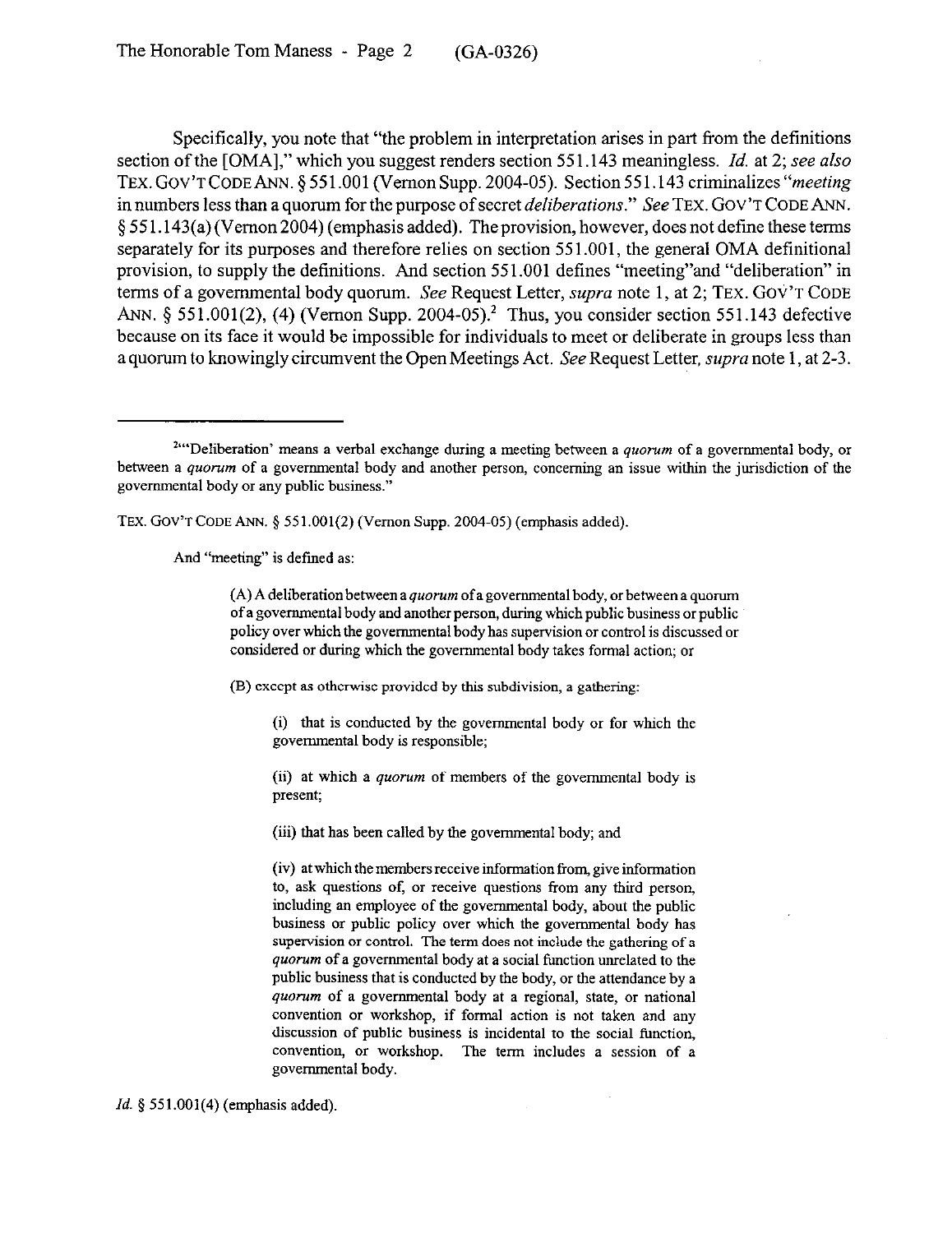Specifically, you note that "the problem in interpretation arises in part from the definitions section of the [OMA]," which you suggest renders section 551.143 meaningless. *Id.* at 2; *see also* TEX. GOV'T CODE ANN. § 551.001 (Vernon Supp. 2004-05). Section 551.143 criminalizes "*meeting* in numbers less than a quorum for the purpose of secret *deliberations*." *See* TEX. GOV'T CODE ANN. § 551.143(a) (Vernon 2004) (emphasis added). The provision, however, does not define these terms separately for its purposes and therefore relies on section 551.001, the general OMA definitional provision, to supply the definitions. And section 551.001 defines "meeting" and "deliberation" in terms of a governmental body quorum. *See* Request Letter, *supra* note 1, at 2; TEX. GOV'T CODE ANN. § 551.001(2), (4) (Vernon Supp. 2004-05).[2] Thus, you consider section 551.143 defective because on its face it would be impossible for individuals to meet or deliberate in groups less than a quorum to knowingly circumvent the Open Meetings Act. *See* Request Letter, *supra* note 1, at 2-3.

---

[2] "'Deliberation' means a verbal exchange during a meeting between a *quorum* of a governmental body, or between a *quorum* of a governmental body and another person, concerning an issue within the jurisdiction of the governmental body or any public business."

TEX. GOV'T CODE ANN. § 551.001(2) (Vernon Supp. 2004-05) (emphasis added).

And "meeting" is defined as:

> (A) A deliberation between a *quorum* of a governmental body, or between a quorum of a governmental body and another person, during which public business or public policy over which the governmental body has supervision or control is discussed or considered or during which the governmental body takes formal action; or
>
> (B) except as otherwise provided by this subdivision, a gathering:
>
> > (i) that is conducted by the governmental body or for which the governmental body is responsible;
> >
> > (ii) at which a *quorum* of members of the governmental body is present;
> >
> > (iii) that has been called by the governmental body; and
> >
> > (iv) at which the members receive information from, give information to, ask questions of, or receive questions from any third person, including an employee of the governmental body, about the public business or public policy over which the governmental body has supervision or control. The term does not include the gathering of a *quorum* of a governmental body at a social function unrelated to the public business that is conducted by the body, or the attendance by a *quorum* of a governmental body at a regional, state, or national convention or workshop, if formal action is not taken and any discussion of public business is incidental to the social function, convention, or workshop. The term includes a session of a governmental body.

*Id.* § 551.001(4) (emphasis added).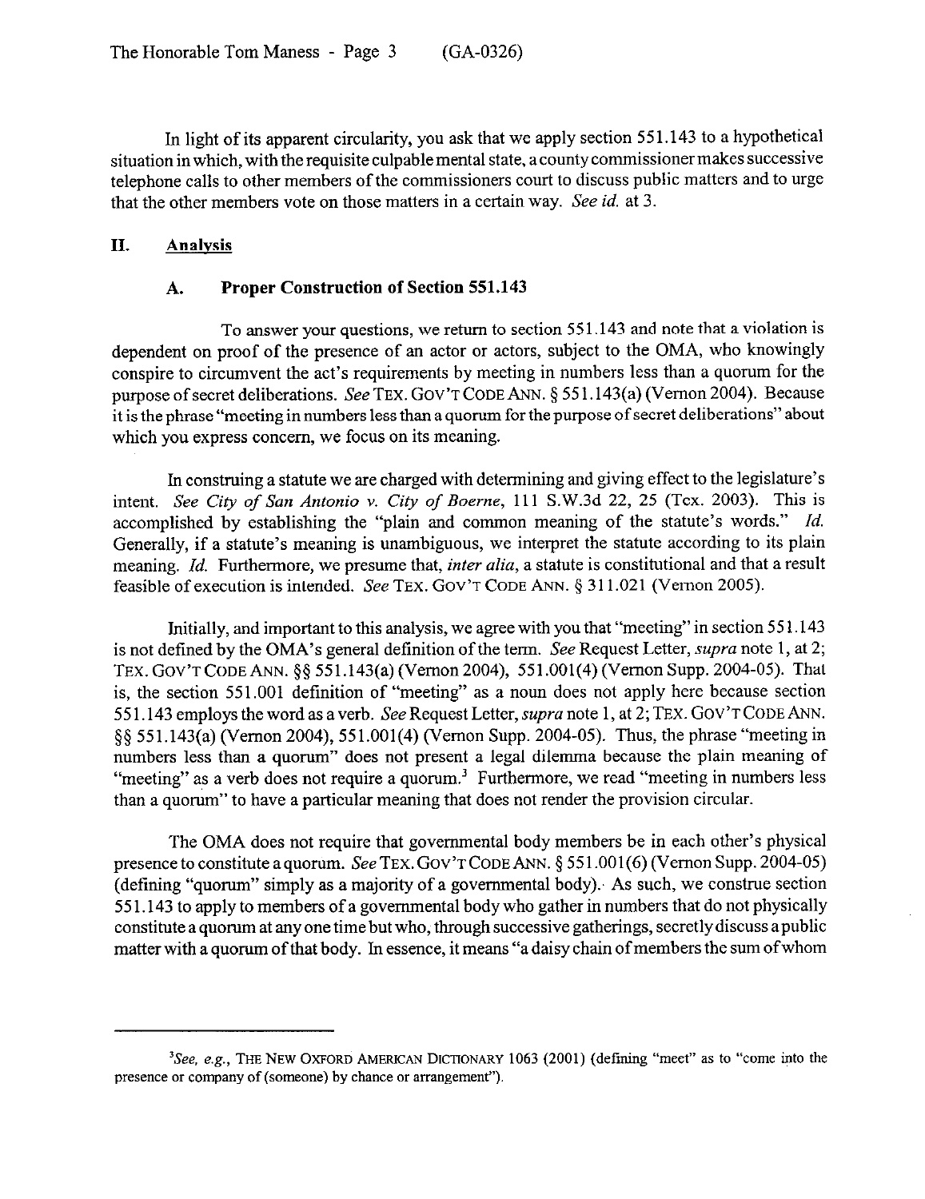In light of its apparent circularity, you ask that we apply section 551.143 to a hypothetical situation in which, with the requisite culpable mental state, a county commissioner makes successive telephone calls to other members of the commissioners court to discuss public matters and to urge that the other members vote on those matters in a certain way. *See id.* at 3.

## II. Analysis

### A. Proper Construction of Section 551.143

To answer your questions, we return to section 551.143 and note that a violation is dependent on proof of the presence of an actor or actors, subject to the OMA, who knowingly conspire to circumvent the act's requirements by meeting in numbers less than a quorum for the purpose of secret deliberations. *See* TEX. GOV'T CODE ANN. § 551.143(a) (Vernon 2004). Because it is the phrase "meeting in numbers less than a quorum for the purpose of secret deliberations" about which you express concern, we focus on its meaning.

In construing a statute we are charged with determining and giving effect to the legislature's intent. *See City of San Antonio v. City of Boerne*, 111 S.W.3d 22, 25 (Tex. 2003). This is accomplished by establishing the "plain and common meaning of the statute's words." *Id.* Generally, if a statute's meaning is unambiguous, we interpret the statute according to its plain meaning. *Id.* Furthermore, we presume that, *inter alia*, a statute is constitutional and that a result feasible of execution is intended. *See* TEX. GOV'T CODE ANN. § 311.021 (Vernon 2005).

Initially, and important to this analysis, we agree with you that "meeting" in section 551.143 is not defined by the OMA's general definition of the term. *See* Request Letter, *supra* note 1, at 2; TEX. GOV'T CODE ANN. §§ 551.143(a) (Vernon 2004), 551.001(4) (Vernon Supp. 2004-05). That is, the section 551.001 definition of "meeting" as a noun does not apply here because section 551.143 employs the word as a verb. *See* Request Letter, *supra* note 1, at 2; TEX. GOV'T CODE ANN. §§ 551.143(a) (Vernon 2004), 551.001(4) (Vernon Supp. 2004-05). Thus, the phrase "meeting in numbers less than a quorum" does not present a legal dilemma because the plain meaning of "meeting" as a verb does not require a quorum.[3] Furthermore, we read "meeting in numbers less than a quorum" to have a particular meaning that does not render the provision circular.

The OMA does not require that governmental body members be in each other's physical presence to constitute a quorum. *See* TEX. GOV'T CODE ANN. § 551.001(6) (Vernon Supp. 2004-05) (defining "quorum" simply as a majority of a governmental body). As such, we construe section 551.143 to apply to members of a governmental body who gather in numbers that do not physically constitute a quorum at any one time but who, through successive gatherings, secretly discuss a public matter with a quorum of that body. In essence, it means "a daisy chain of members the sum of whom

[3]*See, e.g.*, THE NEW OXFORD AMERICAN DICTIONARY 1063 (2001) (defining "meet" as to "come into the presence or company of (someone) by chance or arrangement").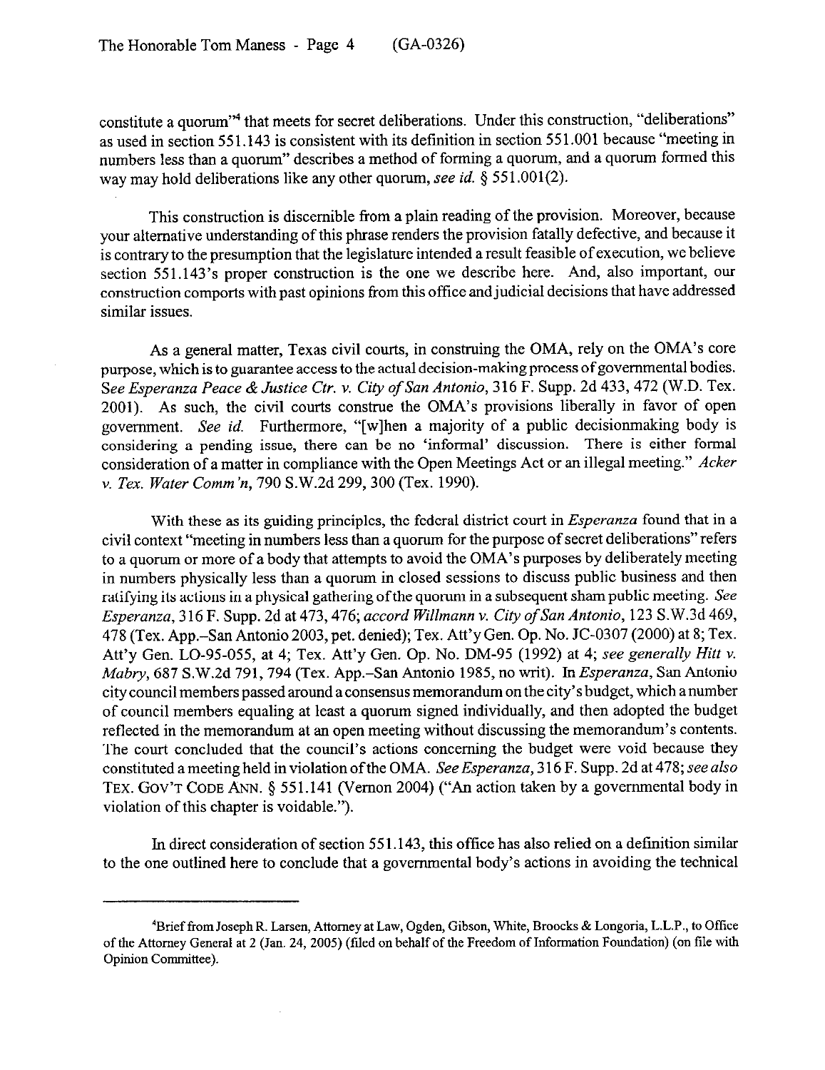constitute a quorum"[4] that meets for secret deliberations. Under this construction, "deliberations" as used in section 551.143 is consistent with its definition in section 551.001 because "meeting in numbers less than a quorum" describes a method of forming a quorum, and a quorum formed this way may hold deliberations like any other quorum, *see id.* § 551.001(2).

This construction is discernible from a plain reading of the provision. Moreover, because your alternative understanding of this phrase renders the provision fatally defective, and because it is contrary to the presumption that the legislature intended a result feasible of execution, we believe section 551.143's proper construction is the one we describe here. And, also important, our construction comports with past opinions from this office and judicial decisions that have addressed similar issues.

As a general matter, Texas civil courts, in construing the OMA, rely on the OMA's core purpose, which is to guarantee access to the actual decision-making process of governmental bodies. *See Esperanza Peace & Justice Ctr. v. City of San Antonio*, 316 F. Supp. 2d 433, 472 (W.D. Tex. 2001). As such, the civil courts construe the OMA's provisions liberally in favor of open government. *See id.* Furthermore, "[w]hen a majority of a public decisionmaking body is considering a pending issue, there can be no 'informal' discussion. There is either formal consideration of a matter in compliance with the Open Meetings Act or an illegal meeting." *Acker v. Tex. Water Comm'n*, 790 S.W.2d 299, 300 (Tex. 1990).

With these as its guiding principles, the federal district court in *Esperanza* found that in a civil context "meeting in numbers less than a quorum for the purpose of secret deliberations" refers to a quorum or more of a body that attempts to avoid the OMA's purposes by deliberately meeting in numbers physically less than a quorum in closed sessions to discuss public business and then ratifying its actions in a physical gathering of the quorum in a subsequent sham public meeting. *See Esperanza*, 316 F. Supp. 2d at 473, 476; *accord Willmann v. City of San Antonio*, 123 S.W.3d 469, 478 (Tex. App.–San Antonio 2003, pet. denied); Tex. Att'y Gen. Op. No. JC-0307 (2000) at 8; Tex. Att'y Gen. LO-95-055, at 4; Tex. Att'y Gen. Op. No. DM-95 (1992) at 4; *see generally Hitt v. Mabry*, 687 S.W.2d 791, 794 (Tex. App.–San Antonio 1985, no writ). In *Esperanza*, San Antonio city council members passed around a consensus memorandum on the city's budget, which a number of council members equaling at least a quorum signed individually, and then adopted the budget reflected in the memorandum at an open meeting without discussing the memorandum's contents. The court concluded that the council's actions concerning the budget were void because they constituted a meeting held in violation of the OMA. *See Esperanza*, 316 F. Supp. 2d at 478; *see also* TEX. GOV'T CODE ANN. § 551.141 (Vernon 2004) ("An action taken by a governmental body in violation of this chapter is voidable.").

In direct consideration of section 551.143, this office has also relied on a definition similar to the one outlined here to conclude that a governmental body's actions in avoiding the technical

---

[4]Brief from Joseph R. Larsen, Attorney at Law, Ogden, Gibson, White, Broocks & Longoria, L.L.P., to Office of the Attorney General at 2 (Jan. 24, 2005) (filed on behalf of the Freedom of Information Foundation) (on file with Opinion Committee).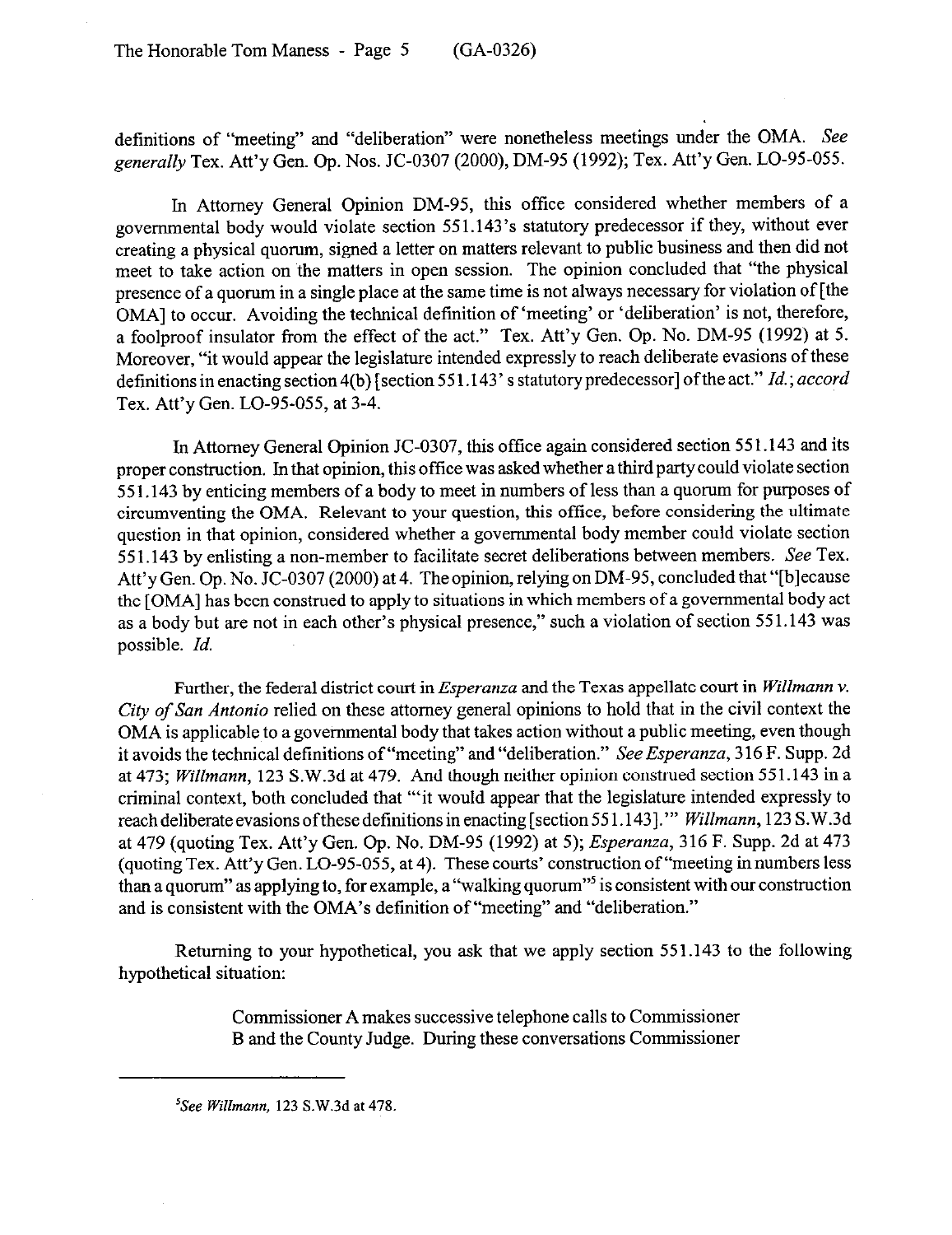definitions of "meeting" and "deliberation" were nonetheless meetings under the OMA. *See generally* Tex. Att'y Gen. Op. Nos. JC-0307 (2000), DM-95 (1992); Tex. Att'y Gen. LO-95-055.

In Attorney General Opinion DM-95, this office considered whether members of a governmental body would violate section 551.143's statutory predecessor if they, without ever creating a physical quorum, signed a letter on matters relevant to public business and then did not meet to take action on the matters in open session. The opinion concluded that "the physical presence of a quorum in a single place at the same time is not always necessary for violation of [the OMA] to occur. Avoiding the technical definition of 'meeting' or 'deliberation' is not, therefore, a foolproof insulator from the effect of the act." Tex. Att'y Gen. Op. No. DM-95 (1992) at 5. Moreover, "it would appear the legislature intended expressly to reach deliberate evasions of these definitions in enacting section 4(b) [section 551.143's statutory predecessor] of the act." *Id.*; *accord* Tex. Att'y Gen. LO-95-055, at 3-4.

In Attorney General Opinion JC-0307, this office again considered section 551.143 and its proper construction. In that opinion, this office was asked whether a third party could violate section 551.143 by enticing members of a body to meet in numbers of less than a quorum for purposes of circumventing the OMA. Relevant to your question, this office, before considering the ultimate question in that opinion, considered whether a governmental body member could violate section 551.143 by enlisting a non-member to facilitate secret deliberations between members. *See* Tex. Att'y Gen. Op. No. JC-0307 (2000) at 4. The opinion, relying on DM-95, concluded that "[b]ecause the [OMA] has been construed to apply to situations in which members of a governmental body act as a body but are not in each other's physical presence," such a violation of section 551.143 was possible. *Id.*

Further, the federal district court in *Esperanza* and the Texas appellate court in *Willmann v. City of San Antonio* relied on these attorney general opinions to hold that in the civil context the OMA is applicable to a governmental body that takes action without a public meeting, even though it avoids the technical definitions of "meeting" and "deliberation." *See Esperanza*, 316 F. Supp. 2d at 473; *Willmann*, 123 S.W.3d at 479. And though neither opinion construed section 551.143 in a criminal context, both concluded that "'it would appear that the legislature intended expressly to reach deliberate evasions of these definitions in enacting [section 551.143].'" *Willmann*, 123 S.W.3d at 479 (quoting Tex. Att'y Gen. Op. No. DM-95 (1992) at 5); *Esperanza*, 316 F. Supp. 2d at 473 (quoting Tex. Att'y Gen. LO-95-055, at 4). These courts' construction of "meeting in numbers less than a quorum" as applying to, for example, a "walking quorum"[5] is consistent with our construction and is consistent with the OMA's definition of "meeting" and "deliberation."

Returning to your hypothetical, you ask that we apply section 551.143 to the following hypothetical situation:

> Commissioner A makes successive telephone calls to Commissioner B and the County Judge. During these conversations Commissioner

---

[5] *See Willmann*, 123 S.W.3d at 478.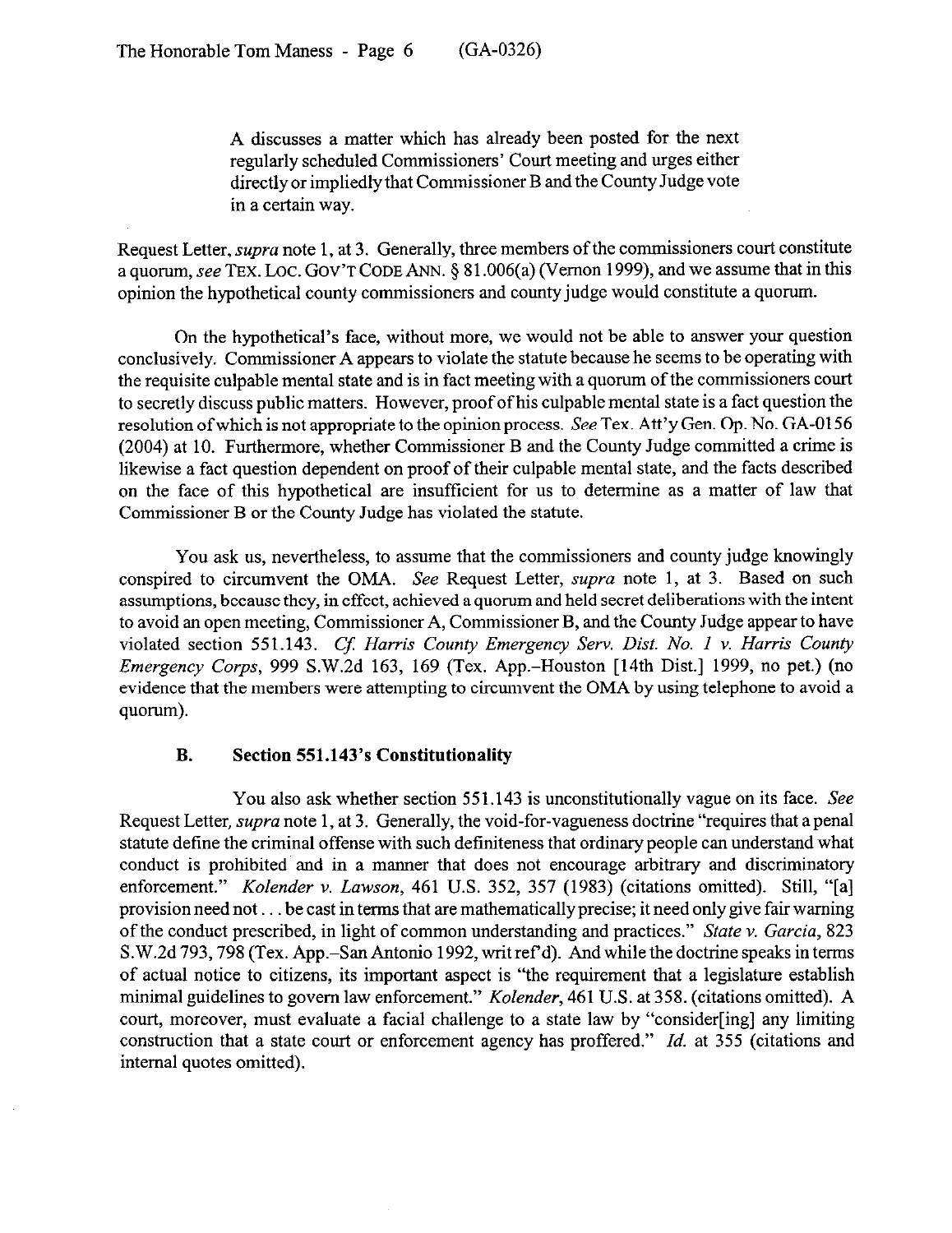> A discusses a matter which has already been posted for the next regularly scheduled Commissioners' Court meeting and urges either directly or impliedly that Commissioner B and the County Judge vote in a certain way.

Request Letter, *supra* note 1, at 3. Generally, three members of the commissioners court constitute a quorum, *see* TEX. LOC. GOV'T CODE ANN. § 81.006(a) (Vernon 1999), and we assume that in this opinion the hypothetical county commissioners and county judge would constitute a quorum.

On the hypothetical's face, without more, we would not be able to answer your question conclusively. Commissioner A appears to violate the statute because he seems to be operating with the requisite culpable mental state and is in fact meeting with a quorum of the commissioners court to secretly discuss public matters. However, proof of his culpable mental state is a fact question the resolution of which is not appropriate to the opinion process. *See* Tex. Att'y Gen. Op. No. GA-0156 (2004) at 10. Furthermore, whether Commissioner B and the County Judge committed a crime is likewise a fact question dependent on proof of their culpable mental state, and the facts described on the face of this hypothetical are insufficient for us to determine as a matter of law that Commissioner B or the County Judge has violated the statute.

You ask us, nevertheless, to assume that the commissioners and county judge knowingly conspired to circumvent the OMA. *See* Request Letter, *supra* note 1, at 3. Based on such assumptions, because they, in effect, achieved a quorum and held secret deliberations with the intent to avoid an open meeting, Commissioner A, Commissioner B, and the County Judge appear to have violated section 551.143. *Cf. Harris County Emergency Serv. Dist. No. 1 v. Harris County Emergency Corps*, 999 S.W.2d 163, 169 (Tex. App.–Houston [14th Dist.] 1999, no pet.) (no evidence that the members were attempting to circumvent the OMA by using telephone to avoid a quorum).

### B. Section 551.143's Constitutionality

You also ask whether section 551.143 is unconstitutionally vague on its face. *See* Request Letter, *supra* note 1, at 3. Generally, the void-for-vagueness doctrine "requires that a penal statute define the criminal offense with such definiteness that ordinary people can understand what conduct is prohibited and in a manner that does not encourage arbitrary and discriminatory enforcement." *Kolender v. Lawson*, 461 U.S. 352, 357 (1983) (citations omitted). Still, "[a] provision need not . . . be cast in terms that are mathematically precise; it need only give fair warning of the conduct prescribed, in light of common understanding and practices." *State v. Garcia*, 823 S.W.2d 793, 798 (Tex. App.–San Antonio 1992, writ ref'd). And while the doctrine speaks in terms of actual notice to citizens, its important aspect is "the requirement that a legislature establish minimal guidelines to govern law enforcement." *Kolender*, 461 U.S. at 358. (citations omitted). A court, moreover, must evaluate a facial challenge to a state law by "consider[ing] any limiting construction that a state court or enforcement agency has proffered." *Id.* at 355 (citations and internal quotes omitted).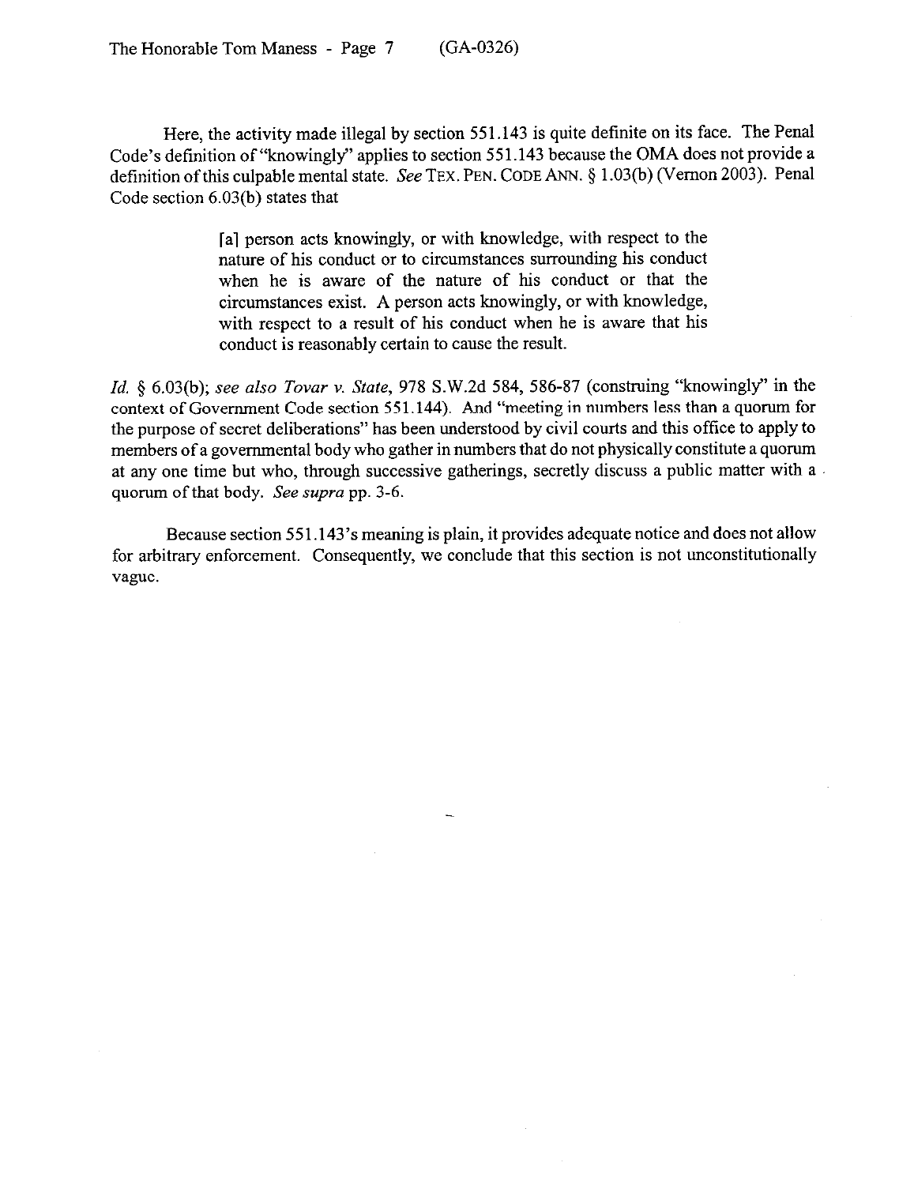Here, the activity made illegal by section 551.143 is quite definite on its face. The Penal Code's definition of "knowingly" applies to section 551.143 because the OMA does not provide a definition of this culpable mental state. *See* TEX. PEN. CODE ANN. § 1.03(b) (Vernon 2003). Penal Code section 6.03(b) states that

> [a] person acts knowingly, or with knowledge, with respect to the nature of his conduct or to circumstances surrounding his conduct when he is aware of the nature of his conduct or that the circumstances exist. A person acts knowingly, or with knowledge, with respect to a result of his conduct when he is aware that his conduct is reasonably certain to cause the result.

*Id.* § 6.03(b); *see also Tovar v. State*, 978 S.W.2d 584, 586-87 (construing "knowingly" in the context of Government Code section 551.144). And "meeting in numbers less than a quorum for the purpose of secret deliberations" has been understood by civil courts and this office to apply to members of a governmental body who gather in numbers that do not physically constitute a quorum at any one time but who, through successive gatherings, secretly discuss a public matter with a quorum of that body. *See supra* pp. 3-6.

Because section 551.143's meaning is plain, it provides adequate notice and does not allow for arbitrary enforcement. Consequently, we conclude that this section is not unconstitutionally vague.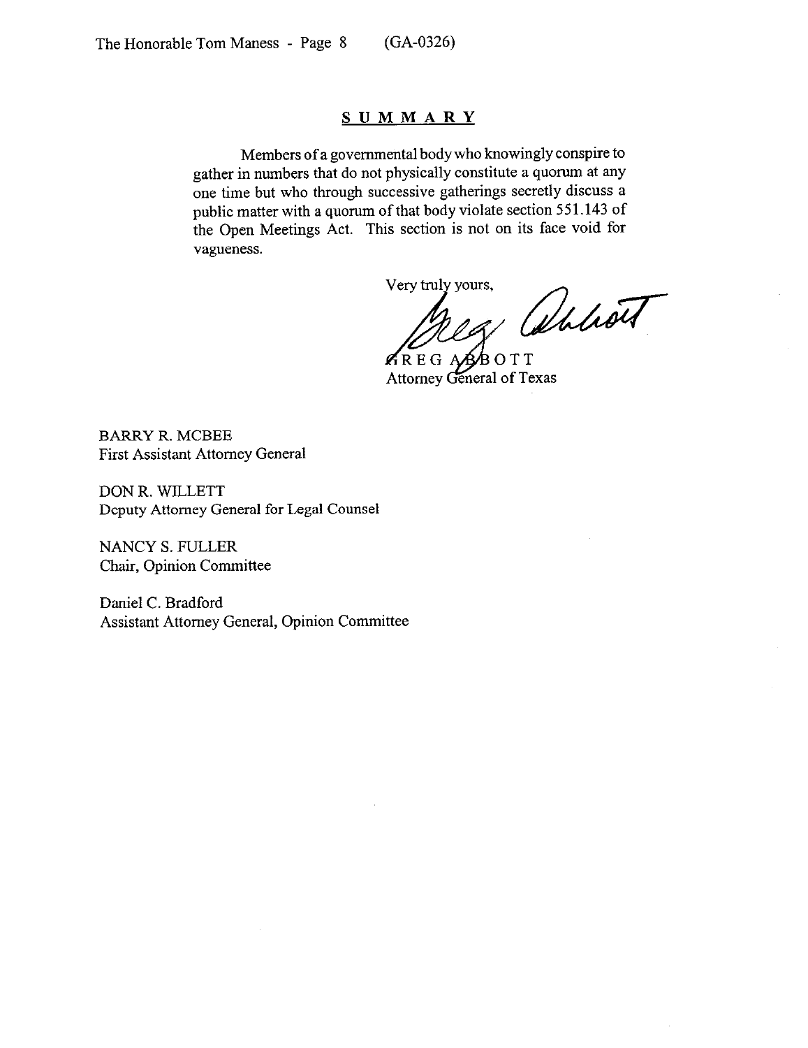## SUMMARY

Members of a governmental body who knowingly conspire to gather in numbers that do not physically constitute a quorum at any one time but who through successive gatherings secretly discuss a public matter with a quorum of that body violate section 551.143 of the Open Meetings Act. This section is not on its face void for vagueness.

Very truly yours,

GREG ABBOTT
Attorney General of Texas

BARRY R. MCBEE
First Assistant Attorney General

DON R. WILLETT
Deputy Attorney General for Legal Counsel

NANCY S. FULLER
Chair, Opinion Committee

Daniel C. Bradford
Assistant Attorney General, Opinion Committee